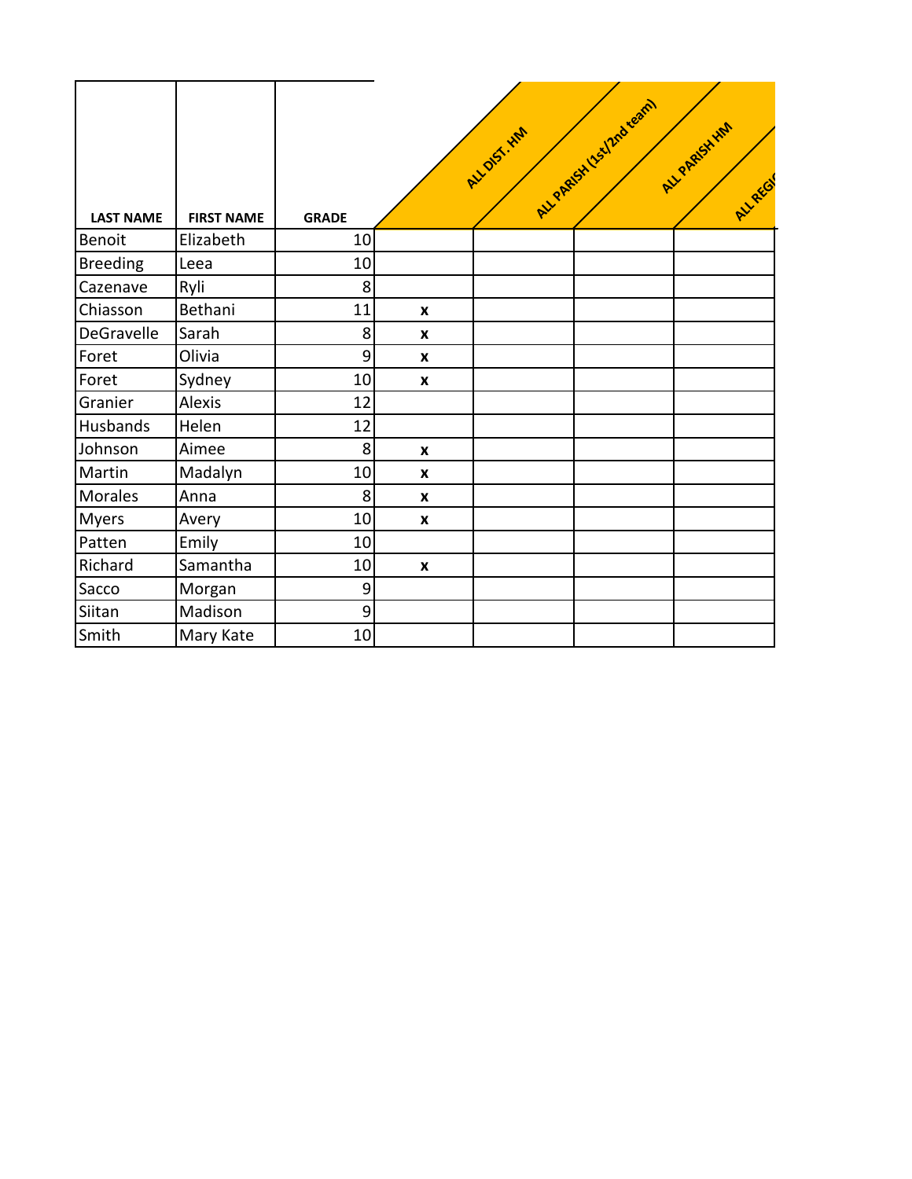| LAST NAME | FIRST NAME | GRADE | ALL DIST. HM | ALL PARISH (1st/2nd team) | ALL PARISH HM | ALL REGI |
|---|---|---|---|---|---|---|
| Benoit | Elizabeth | 10 | | | | |
| Breeding | Leea | 10 | | | | |
| Cazenave | Ryli | 8 | | | | |
| Chiasson | Bethani | 11 | x | | | |
| DeGravelle | Sarah | 8 | x | | | |
| Foret | Olivia | 9 | x | | | |
| Foret | Sydney | 10 | x | | | |
| Granier | Alexis | 12 | | | | |
| Husbands | Helen | 12 | | | | |
| Johnson | Aimee | 8 | x | | | |
| Martin | Madalyn | 10 | x | | | |
| Morales | Anna | 8 | x | | | |
| Myers | Avery | 10 | x | | | |
| Patten | Emily | 10 | | | | |
| Richard | Samantha | 10 | x | | | |
| Sacco | Morgan | 9 | | | | |
| Siitan | Madison | 9 | | | | |
| Smith | Mary Kate | 10 | | | | |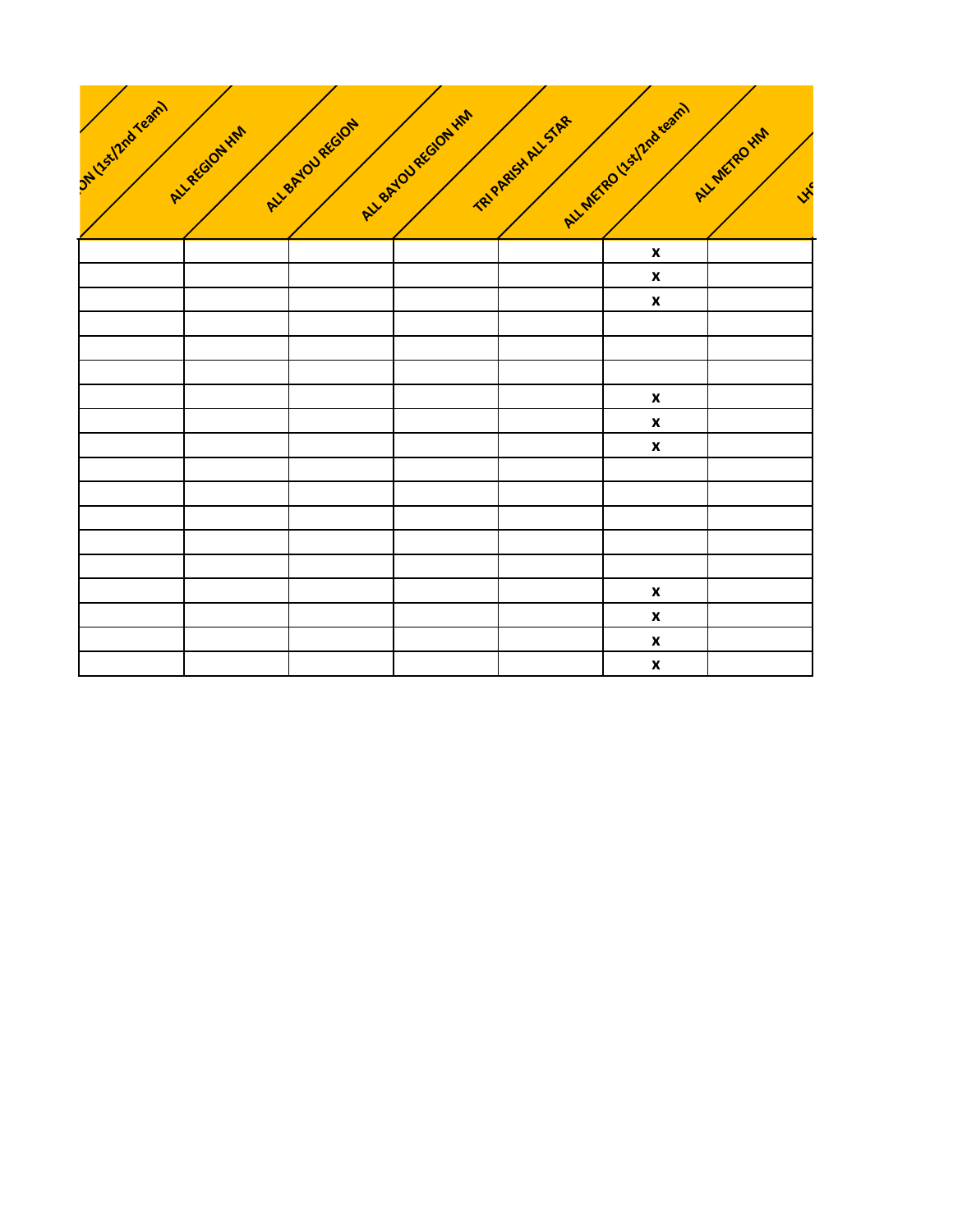| ...ON (1st/2nd Team) | ALL REGION HM | ALL BAYOU REGION | ALL BAYOU REGION HM | TRI PARISH ALL STAR | ALL METRO (1st/2nd team) | ALL METRO HM |
|---|---|---|---|---|---|---|
| | | | | | x | |
| | | | | | x | |
| | | | | | x | |
| | | | | | | |
| | | | | | | |
| | | | | | | |
| | | | | | x | |
| | | | | | x | |
| | | | | | x | |
| | | | | | | |
| | | | | | | |
| | | | | | | |
| | | | | | | |
| | | | | | | |
| | | | | | x | |
| | | | | | x | |
| | | | | | x | |
| | | | | | x | |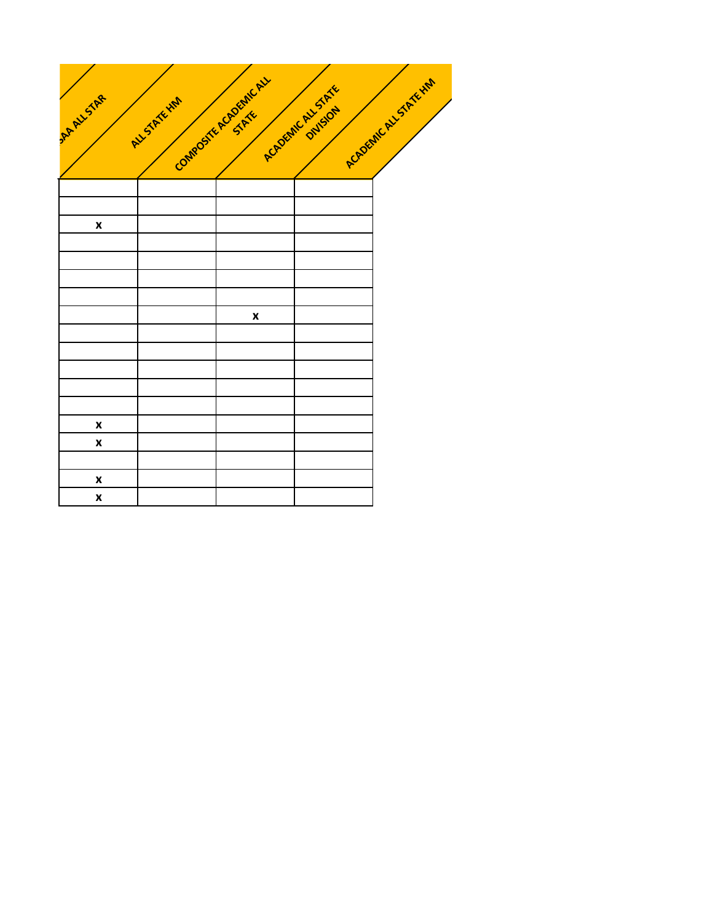| ALL STATE HM | COMPOSITE ACADEMIC ALL STATE | ACADEMIC ALL STATE DIVISION | ACADEMIC ALL STATE HM |
|---|---|---|---|
| | | | |
| | | | |
| x | | | |
| | | | |
| | | | |
| | | | |
| | | | |
| | | x | |
| | | | |
| | | | |
| | | | |
| | | | |
| | | | |
| x | | | |
| x | | | |
| | | | |
| x | | | |
| x | | | |